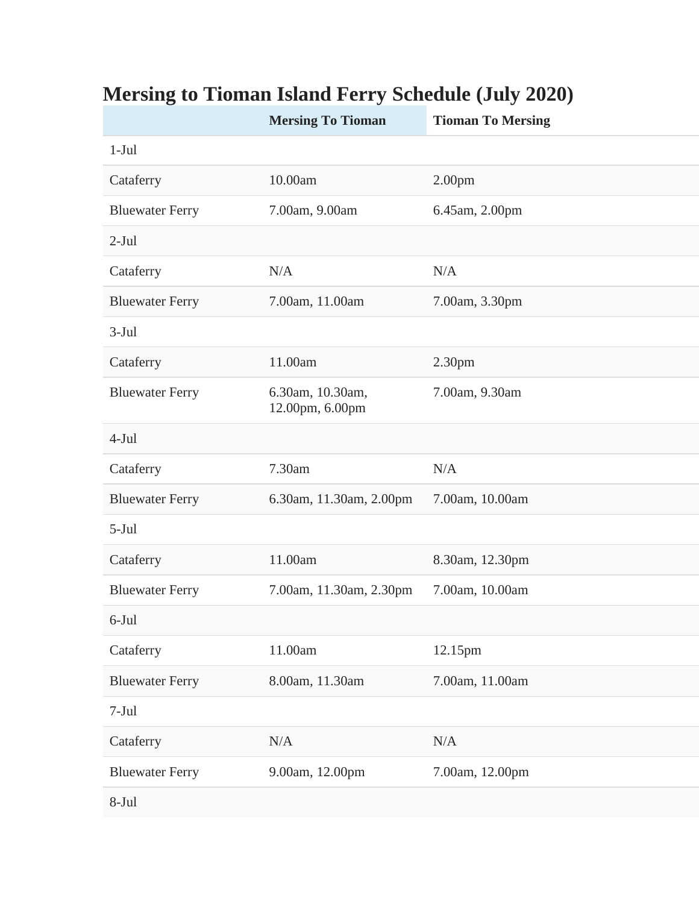# Mersing to Tioman Island Ferry Schedule (July 2020)

| | Mersing To Tioman | Tioman To Mersing |
|---|---|---|
| 1-Jul | | |
| Cataferry | 10.00am | 2.00pm |
| Bluewater Ferry | 7.00am, 9.00am | 6.45am, 2.00pm |
| 2-Jul | | |
| Cataferry | N/A | N/A |
| Bluewater Ferry | 7.00am, 11.00am | 7.00am, 3.30pm |
| 3-Jul | | |
| Cataferry | 11.00am | 2.30pm |
| Bluewater Ferry | 6.30am, 10.30am, 12.00pm, 6.00pm | 7.00am, 9.30am |
| 4-Jul | | |
| Cataferry | 7.30am | N/A |
| Bluewater Ferry | 6.30am, 11.30am, 2.00pm | 7.00am, 10.00am |
| 5-Jul | | |
| Cataferry | 11.00am | 8.30am, 12.30pm |
| Bluewater Ferry | 7.00am, 11.30am, 2.30pm | 7.00am, 10.00am |
| 6-Jul | | |
| Cataferry | 11.00am | 12.15pm |
| Bluewater Ferry | 8.00am, 11.30am | 7.00am, 11.00am |
| 7-Jul | | |
| Cataferry | N/A | N/A |
| Bluewater Ferry | 9.00am, 12.00pm | 7.00am, 12.00pm |
| 8-Jul | | |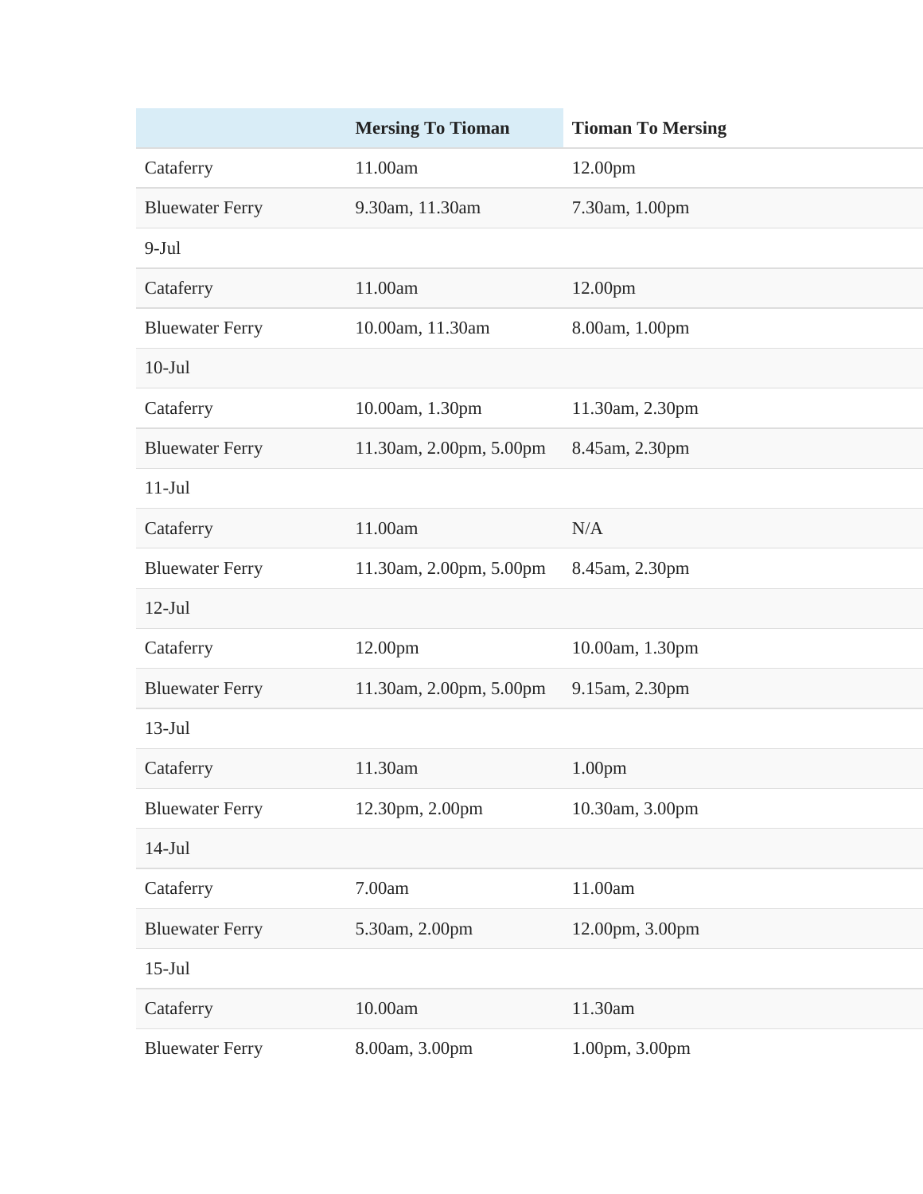| | Mersing To Tioman | Tioman To Mersing |
|---|---|---|
| Cataferry | 11.00am | 12.00pm |
| Bluewater Ferry | 9.30am, 11.30am | 7.30am, 1.00pm |
| 9-Jul | | |
| Cataferry | 11.00am | 12.00pm |
| Bluewater Ferry | 10.00am, 11.30am | 8.00am, 1.00pm |
| 10-Jul | | |
| Cataferry | 10.00am, 1.30pm | 11.30am, 2.30pm |
| Bluewater Ferry | 11.30am, 2.00pm, 5.00pm | 8.45am, 2.30pm |
| 11-Jul | | |
| Cataferry | 11.00am | N/A |
| Bluewater Ferry | 11.30am, 2.00pm, 5.00pm | 8.45am, 2.30pm |
| 12-Jul | | |
| Cataferry | 12.00pm | 10.00am, 1.30pm |
| Bluewater Ferry | 11.30am, 2.00pm, 5.00pm | 9.15am, 2.30pm |
| 13-Jul | | |
| Cataferry | 11.30am | 1.00pm |
| Bluewater Ferry | 12.30pm, 2.00pm | 10.30am, 3.00pm |
| 14-Jul | | |
| Cataferry | 7.00am | 11.00am |
| Bluewater Ferry | 5.30am, 2.00pm | 12.00pm, 3.00pm |
| 15-Jul | | |
| Cataferry | 10.00am | 11.30am |
| Bluewater Ferry | 8.00am, 3.00pm | 1.00pm, 3.00pm |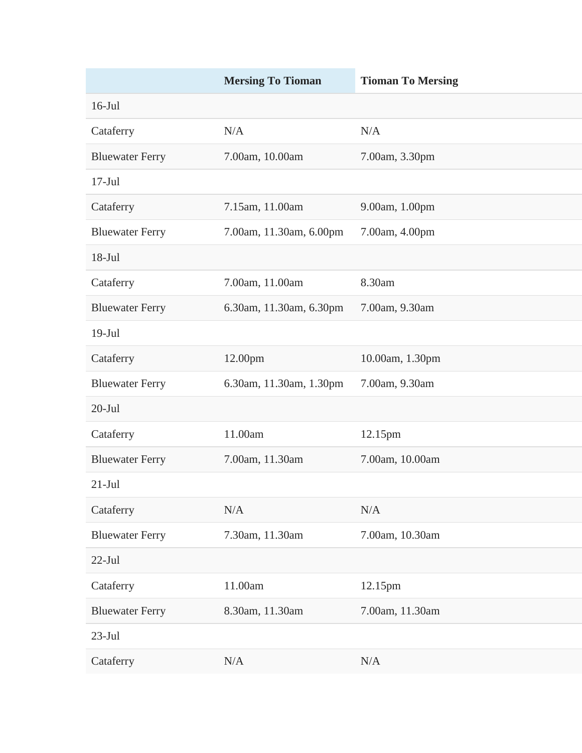| | Mersing To Tioman | Tioman To Mersing |
|---|---|---|
| 16-Jul | | |
| Cataferry | N/A | N/A |
| Bluewater Ferry | 7.00am, 10.00am | 7.00am, 3.30pm |
| 17-Jul | | |
| Cataferry | 7.15am, 11.00am | 9.00am, 1.00pm |
| Bluewater Ferry | 7.00am, 11.30am, 6.00pm | 7.00am, 4.00pm |
| 18-Jul | | |
| Cataferry | 7.00am, 11.00am | 8.30am |
| Bluewater Ferry | 6.30am, 11.30am, 6.30pm | 7.00am, 9.30am |
| 19-Jul | | |
| Cataferry | 12.00pm | 10.00am, 1.30pm |
| Bluewater Ferry | 6.30am, 11.30am, 1.30pm | 7.00am, 9.30am |
| 20-Jul | | |
| Cataferry | 11.00am | 12.15pm |
| Bluewater Ferry | 7.00am, 11.30am | 7.00am, 10.00am |
| 21-Jul | | |
| Cataferry | N/A | N/A |
| Bluewater Ferry | 7.30am, 11.30am | 7.00am, 10.30am |
| 22-Jul | | |
| Cataferry | 11.00am | 12.15pm |
| Bluewater Ferry | 8.30am, 11.30am | 7.00am, 11.30am |
| 23-Jul | | |
| Cataferry | N/A | N/A |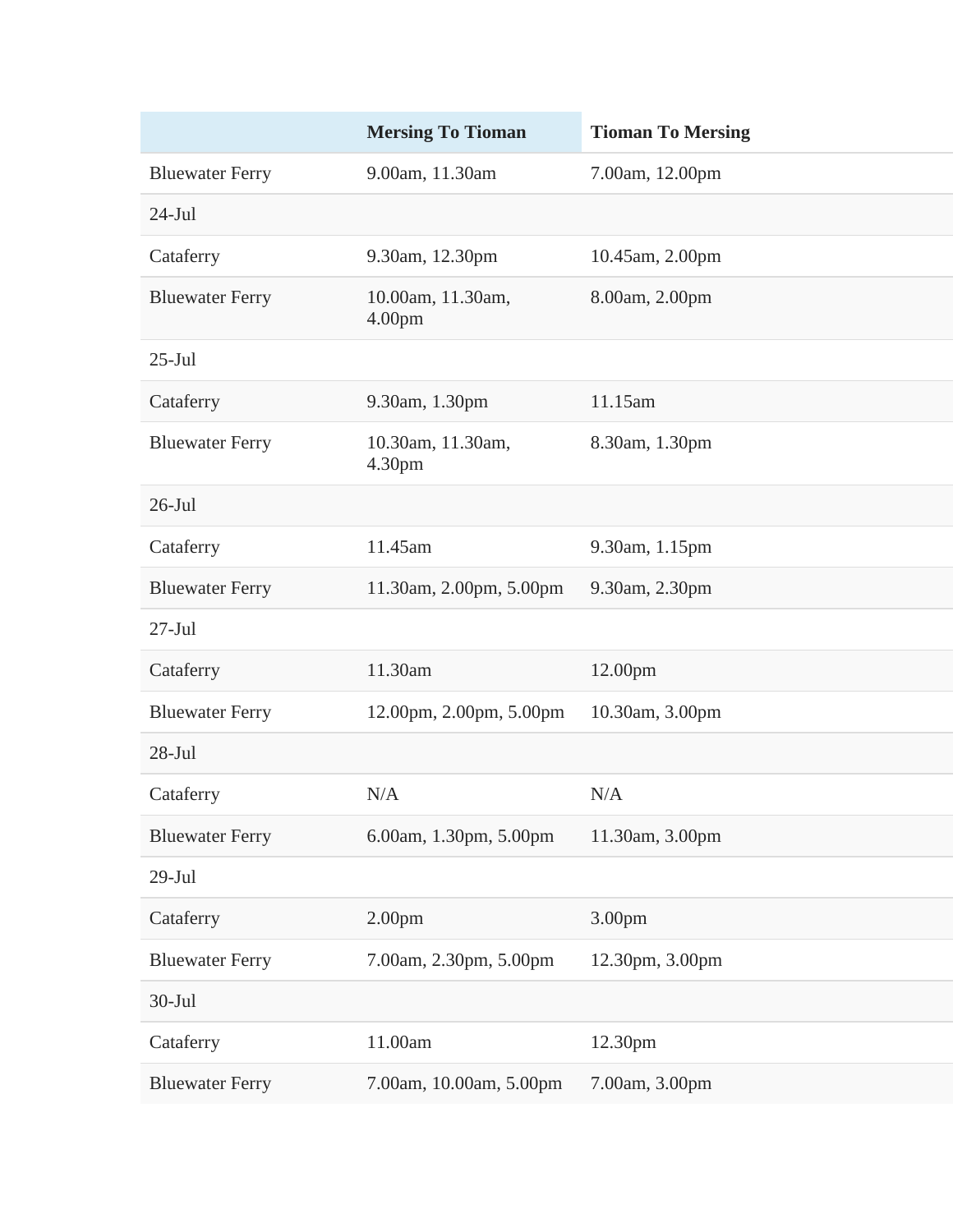| | Mersing To Tioman | Tioman To Mersing |
|---|---|---|
| Bluewater Ferry | 9.00am, 11.30am | 7.00am, 12.00pm |
| 24-Jul | | |
| Cataferry | 9.30am, 12.30pm | 10.45am, 2.00pm |
| Bluewater Ferry | 10.00am, 11.30am, 4.00pm | 8.00am, 2.00pm |
| 25-Jul | | |
| Cataferry | 9.30am, 1.30pm | 11.15am |
| Bluewater Ferry | 10.30am, 11.30am, 4.30pm | 8.30am, 1.30pm |
| 26-Jul | | |
| Cataferry | 11.45am | 9.30am, 1.15pm |
| Bluewater Ferry | 11.30am, 2.00pm, 5.00pm | 9.30am, 2.30pm |
| 27-Jul | | |
| Cataferry | 11.30am | 12.00pm |
| Bluewater Ferry | 12.00pm, 2.00pm, 5.00pm | 10.30am, 3.00pm |
| 28-Jul | | |
| Cataferry | N/A | N/A |
| Bluewater Ferry | 6.00am, 1.30pm, 5.00pm | 11.30am, 3.00pm |
| 29-Jul | | |
| Cataferry | 2.00pm | 3.00pm |
| Bluewater Ferry | 7.00am, 2.30pm, 5.00pm | 12.30pm, 3.00pm |
| 30-Jul | | |
| Cataferry | 11.00am | 12.30pm |
| Bluewater Ferry | 7.00am, 10.00am, 5.00pm | 7.00am, 3.00pm |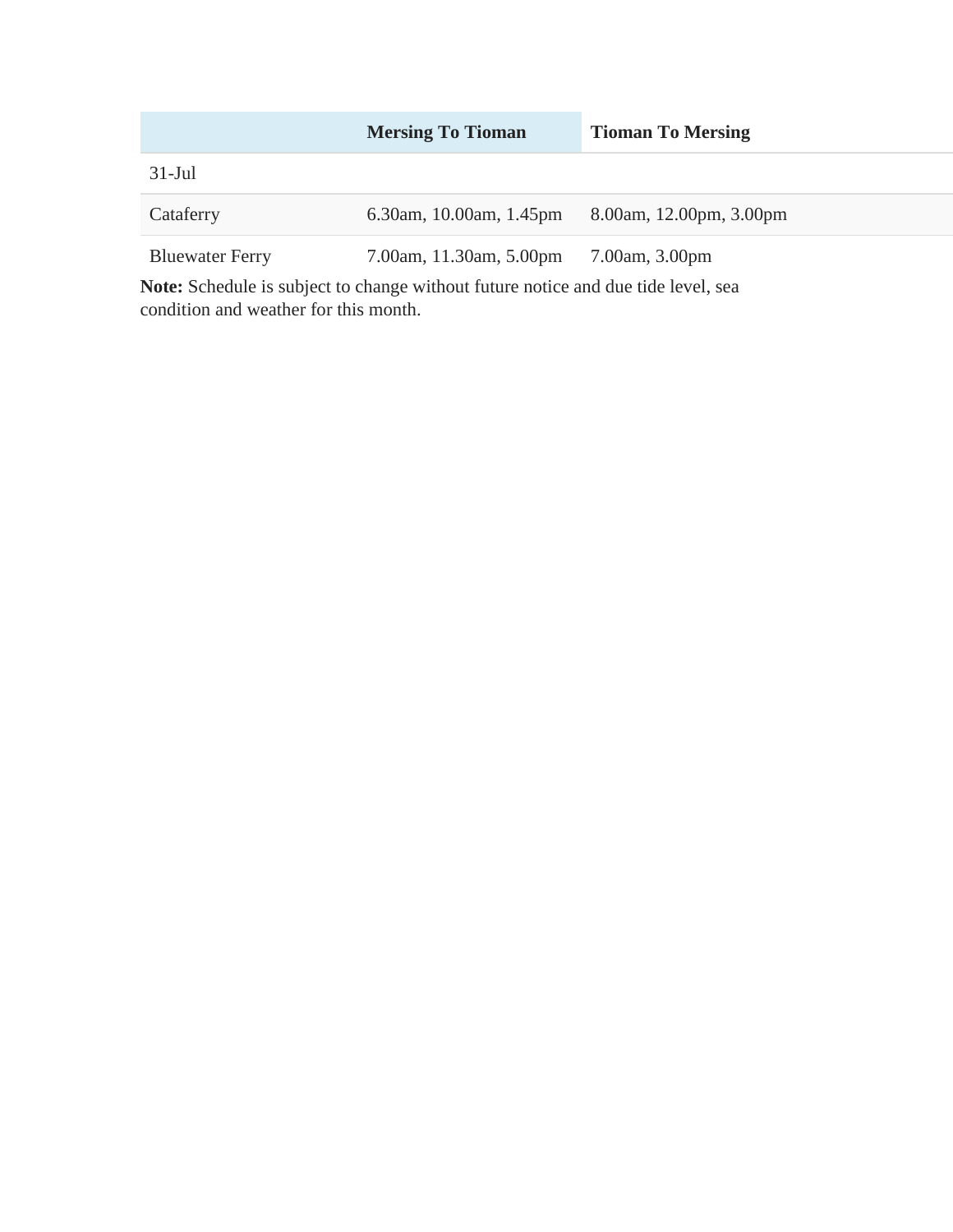| | Mersing To Tioman | Tioman To Mersing |
|---|---|---|
| 31-Jul | | |
| Cataferry | 6.30am, 10.00am, 1.45pm | 8.00am, 12.00pm, 3.00pm |
| Bluewater Ferry | 7.00am, 11.30am, 5.00pm | 7.00am, 3.00pm |

**Note:** Schedule is subject to change without future notice and due tide level, sea condition and weather for this month.